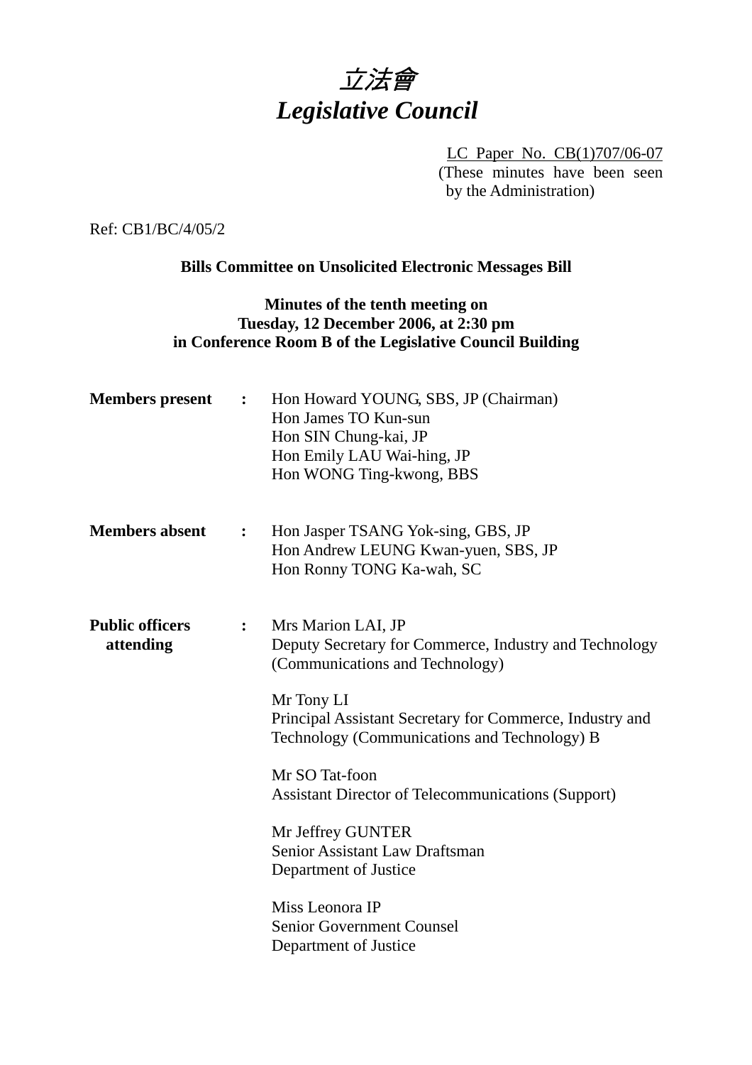# 立法會
# *Legislative Council*

LC Paper No. CB(1)707/06-07
(These minutes have been seen by the Administration)

Ref: CB1/BC/4/05/2

**Bills Committee on Unsolicited Electronic Messages Bill**

**Minutes of the tenth meeting on Tuesday, 12 December 2006, at 2:30 pm in Conference Room B of the Legislative Council Building**

**Members present** : Hon Howard YOUNG, SBS, JP (Chairman)
Hon James TO Kun-sun
Hon SIN Chung-kai, JP
Hon Emily LAU Wai-hing, JP
Hon WONG Ting-kwong, BBS

**Members absent** : Hon Jasper TSANG Yok-sing, GBS, JP
Hon Andrew LEUNG Kwan-yuen, SBS, JP
Hon Ronny TONG Ka-wah, SC

**Public officers attending** : Mrs Marion LAI, JP
Deputy Secretary for Commerce, Industry and Technology (Communications and Technology)

Mr Tony LI
Principal Assistant Secretary for Commerce, Industry and Technology (Communications and Technology) B

Mr SO Tat-foon
Assistant Director of Telecommunications (Support)

Mr Jeffrey GUNTER
Senior Assistant Law Draftsman
Department of Justice

Miss Leonora IP
Senior Government Counsel
Department of Justice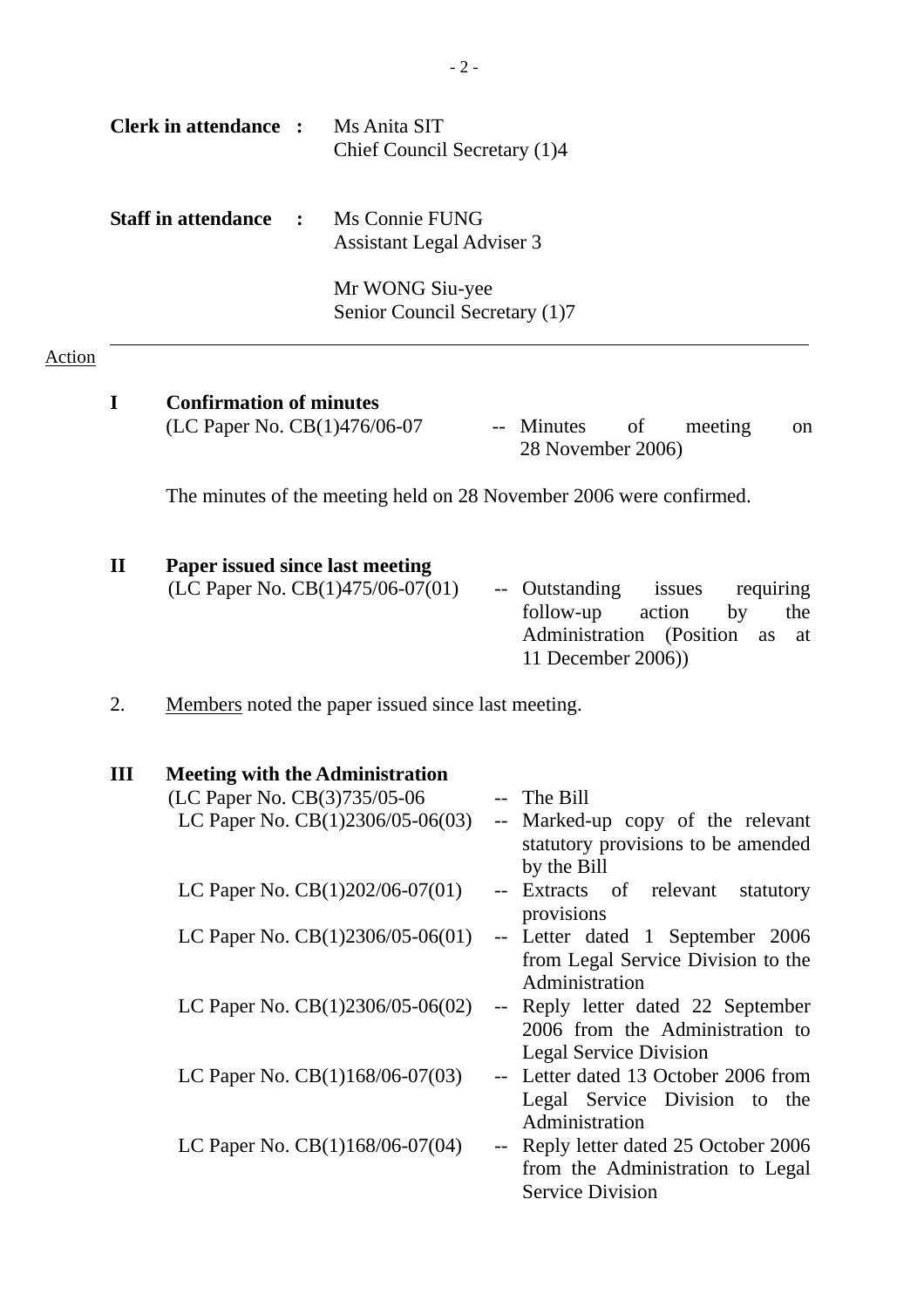**Clerk in attendance :** Ms Anita SIT
Chief Council Secretary (1)4

**Staff in attendance :** Ms Connie FUNG
Assistant Legal Adviser 3

Mr WONG Siu-yee
Senior Council Secretary (1)7

---

Action

## I Confirmation of minutes

(LC Paper No. CB(1)476/06-07 -- Minutes of meeting on 28 November 2006)

The minutes of the meeting held on 28 November 2006 were confirmed.

## II Paper issued since last meeting

(LC Paper No. CB(1)475/06-07(01) -- Outstanding issues requiring follow-up action by the Administration (Position as at 11 December 2006))

2. Members noted the paper issued since last meeting.

## III Meeting with the Administration

(LC Paper No. CB(3)735/05-06 -- The Bill

LC Paper No. CB(1)2306/05-06(03) -- Marked-up copy of the relevant statutory provisions to be amended by the Bill

LC Paper No. CB(1)202/06-07(01) -- Extracts of relevant statutory provisions

LC Paper No. CB(1)2306/05-06(01) -- Letter dated 1 September 2006 from Legal Service Division to the Administration

LC Paper No. CB(1)2306/05-06(02) -- Reply letter dated 22 September 2006 from the Administration to Legal Service Division

LC Paper No. CB(1)168/06-07(03) -- Letter dated 13 October 2006 from Legal Service Division to the Administration

LC Paper No. CB(1)168/06-07(04) -- Reply letter dated 25 October 2006 from the Administration to Legal Service Division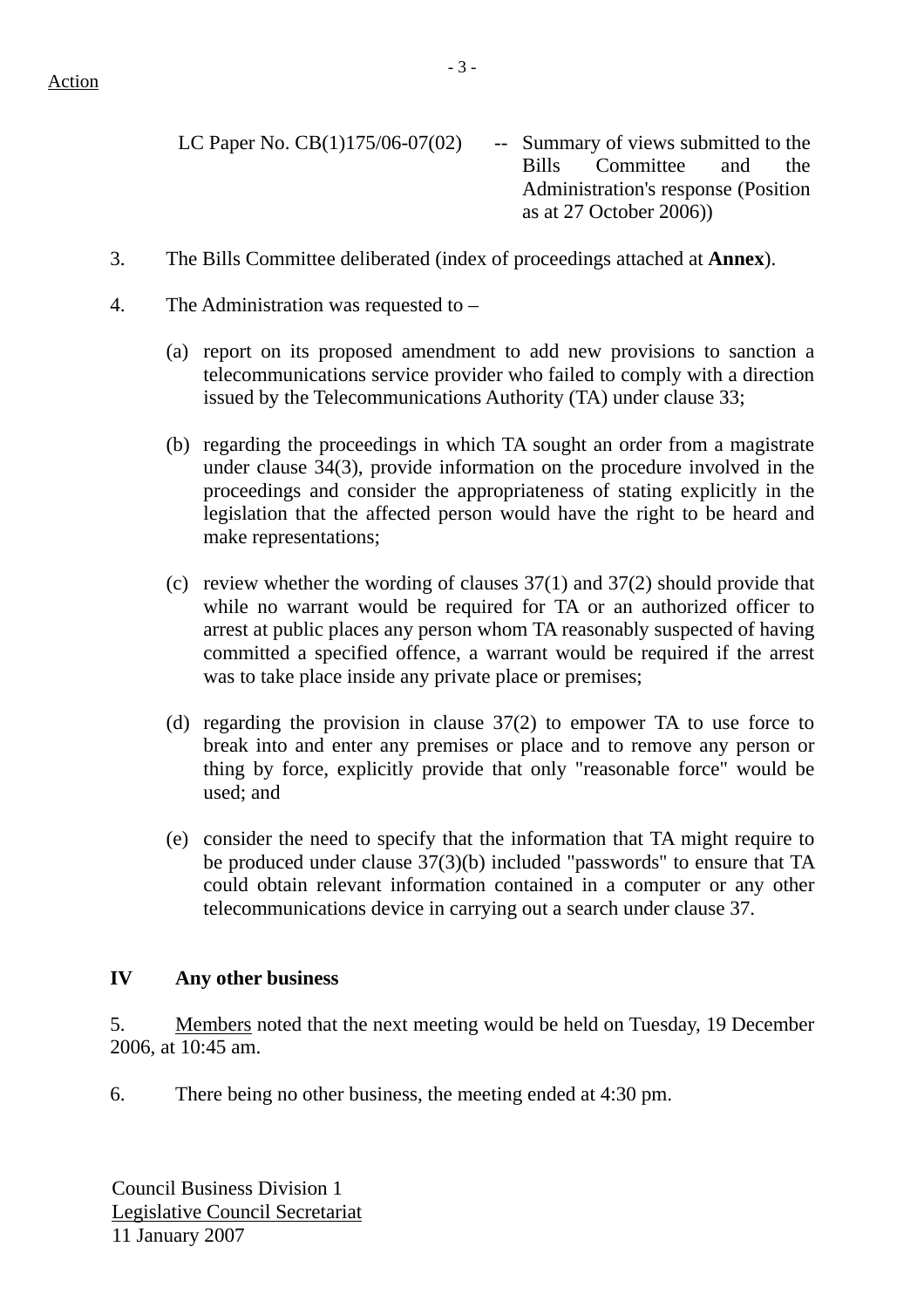Action

LC Paper No. CB(1)175/06-07(02) -- Summary of views submitted to the Bills Committee and the Administration's response (Position as at 27 October 2006))

3. The Bills Committee deliberated (index of proceedings attached at **Annex**).

4. The Administration was requested to –

(a) report on its proposed amendment to add new provisions to sanction a telecommunications service provider who failed to comply with a direction issued by the Telecommunications Authority (TA) under clause 33;

(b) regarding the proceedings in which TA sought an order from a magistrate under clause 34(3), provide information on the procedure involved in the proceedings and consider the appropriateness of stating explicitly in the legislation that the affected person would have the right to be heard and make representations;

(c) review whether the wording of clauses 37(1) and 37(2) should provide that while no warrant would be required for TA or an authorized officer to arrest at public places any person whom TA reasonably suspected of having committed a specified offence, a warrant would be required if the arrest was to take place inside any private place or premises;

(d) regarding the provision in clause 37(2) to empower TA to use force to break into and enter any premises or place and to remove any person or thing by force, explicitly provide that only "reasonable force" would be used; and

(e) consider the need to specify that the information that TA might require to be produced under clause 37(3)(b) included "passwords" to ensure that TA could obtain relevant information contained in a computer or any other telecommunications device in carrying out a search under clause 37.

## IV Any other business

5. Members noted that the next meeting would be held on Tuesday, 19 December 2006, at 10:45 am.

6. There being no other business, the meeting ended at 4:30 pm.

Council Business Division 1
Legislative Council Secretariat
11 January 2007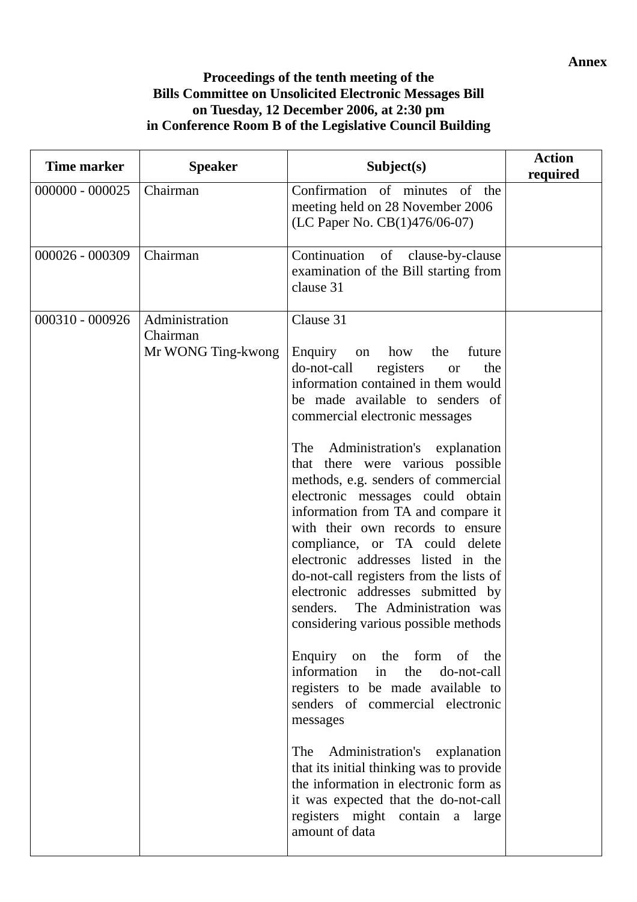**Annex**

**Proceedings of the tenth meeting of the Bills Committee on Unsolicited Electronic Messages Bill on Tuesday, 12 December 2006, at 2:30 pm in Conference Room B of the Legislative Council Building**

| Time marker | Speaker | Subject(s) | Action required |
|---|---|---|---|
| 000000 - 000025 | Chairman | Confirmation of minutes of the meeting held on 28 November 2006 (LC Paper No. CB(1)476/06-07) | |
| 000026 - 000309 | Chairman | Continuation of clause-by-clause examination of the Bill starting from clause 31 | |
| 000310 - 000926 | Administration<br>Chairman<br>Mr WONG Ting-kwong | Clause 31<br><br>Enquiry on how the future do-not-call registers or the information contained in them would be made available to senders of commercial electronic messages<br><br>The Administration's explanation that there were various possible methods, e.g. senders of commercial electronic messages could obtain information from TA and compare it with their own records to ensure compliance, or TA could delete electronic addresses listed in the do-not-call registers from the lists of electronic addresses submitted by senders. The Administration was considering various possible methods<br><br>Enquiry on the form of the information in the do-not-call registers to be made available to senders of commercial electronic messages<br><br>The Administration's explanation that its initial thinking was to provide the information in electronic form as it was expected that the do-not-call registers might contain a large amount of data | |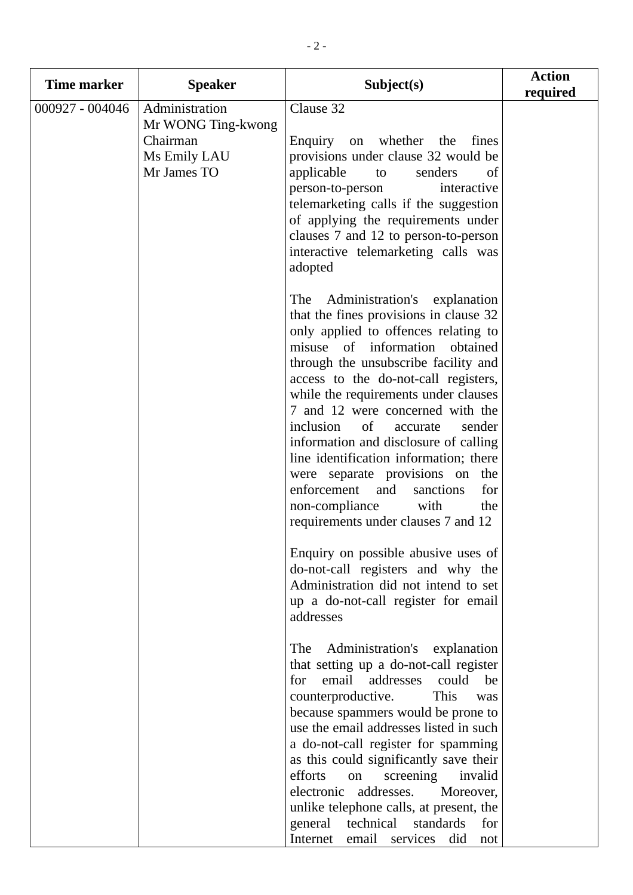| Time marker | Speaker | Subject(s) | Action required |
|---|---|---|---|
| 000927 - 004046 | Administration<br>Mr WONG Ting-kwong<br>Chairman<br>Ms Emily LAU<br>Mr James TO | Clause 32<br><br>Enquiry on whether the fines provisions under clause 32 would be applicable to senders of person-to-person interactive telemarketing calls if the suggestion of applying the requirements under clauses 7 and 12 to person-to-person interactive telemarketing calls was adopted<br><br>The Administration's explanation that the fines provisions in clause 32 only applied to offences relating to misuse of information obtained through the unsubscribe facility and access to the do-not-call registers, while the requirements under clauses 7 and 12 were concerned with the inclusion of accurate sender information and disclosure of calling line identification information; there were separate provisions on the enforcement and sanctions for non-compliance with the requirements under clauses 7 and 12<br><br>Enquiry on possible abusive uses of do-not-call registers and why the Administration did not intend to set up a do-not-call register for email addresses<br><br>The Administration's explanation that setting up a do-not-call register for email addresses could be counterproductive. This was because spammers would be prone to use the email addresses listed in such a do-not-call register for spamming as this could significantly save their efforts on screening invalid electronic addresses. Moreover, unlike telephone calls, at present, the general technical standards for Internet email services did not | |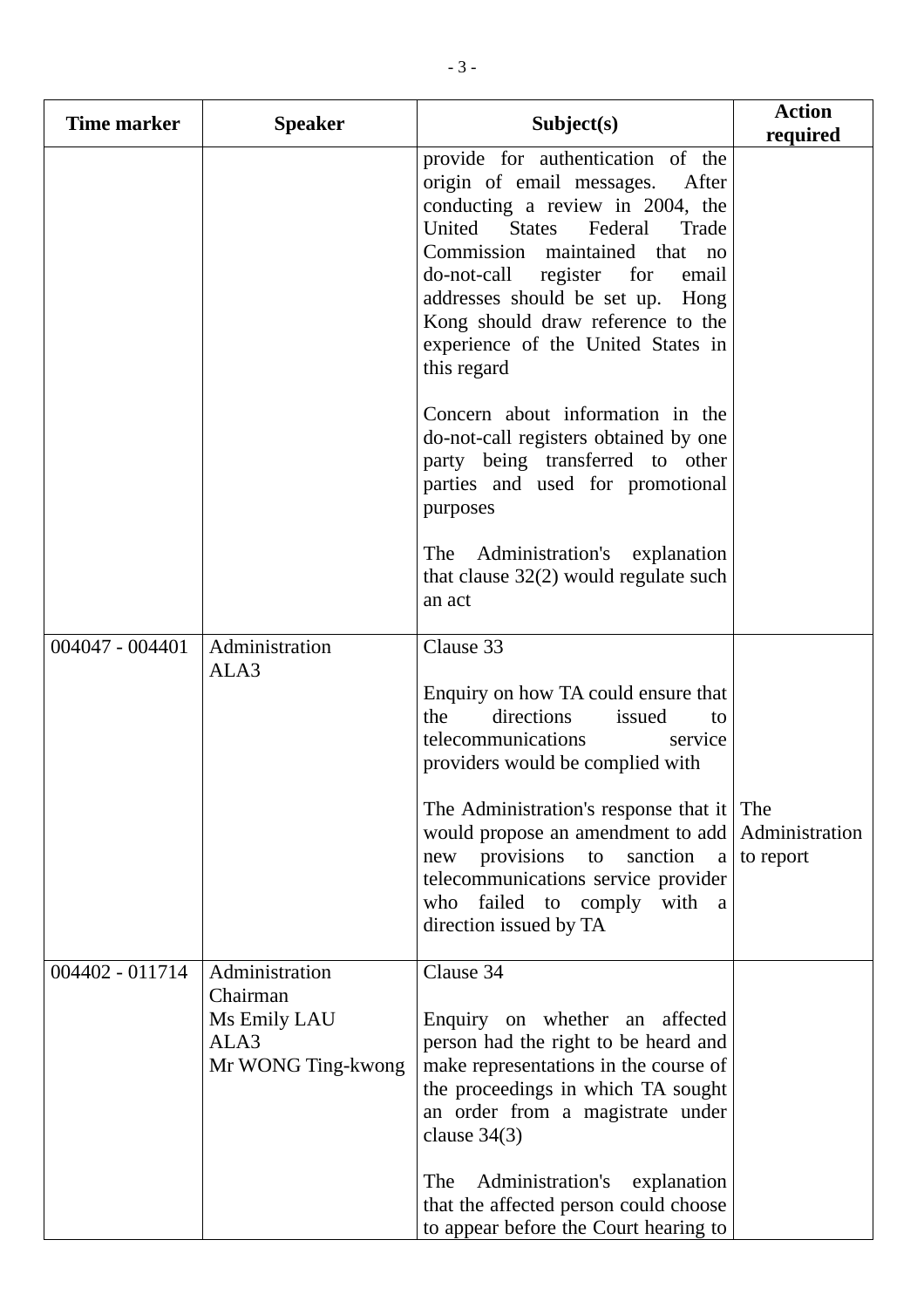| Time marker | Speaker | Subject(s) | Action required |
|---|---|---|---|
| | | provide for authentication of the origin of email messages. After conducting a review in 2004, the United States Federal Trade Commission maintained that no do-not-call register for email addresses should be set up. Hong Kong should draw reference to the experience of the United States in this regard<br><br>Concern about information in the do-not-call registers obtained by one party being transferred to other parties and used for promotional purposes<br><br>The Administration's explanation that clause 32(2) would regulate such an act | |
| 004047 - 004401 | Administration<br>ALA3 | Clause 33<br><br>Enquiry on how TA could ensure that the directions issued to telecommunications service providers would be complied with<br><br>The Administration's response that it would propose an amendment to add new provisions to sanction a telecommunications service provider who failed to comply with a direction issued by TA | The Administration to report |
| 004402 - 011714 | Administration<br>Chairman<br>Ms Emily LAU<br>ALA3<br>Mr WONG Ting-kwong | Clause 34<br><br>Enquiry on whether an affected person had the right to be heard and make representations in the course of the proceedings in which TA sought an order from a magistrate under clause 34(3)<br><br>The Administration's explanation that the affected person could choose to appear before the Court hearing to | |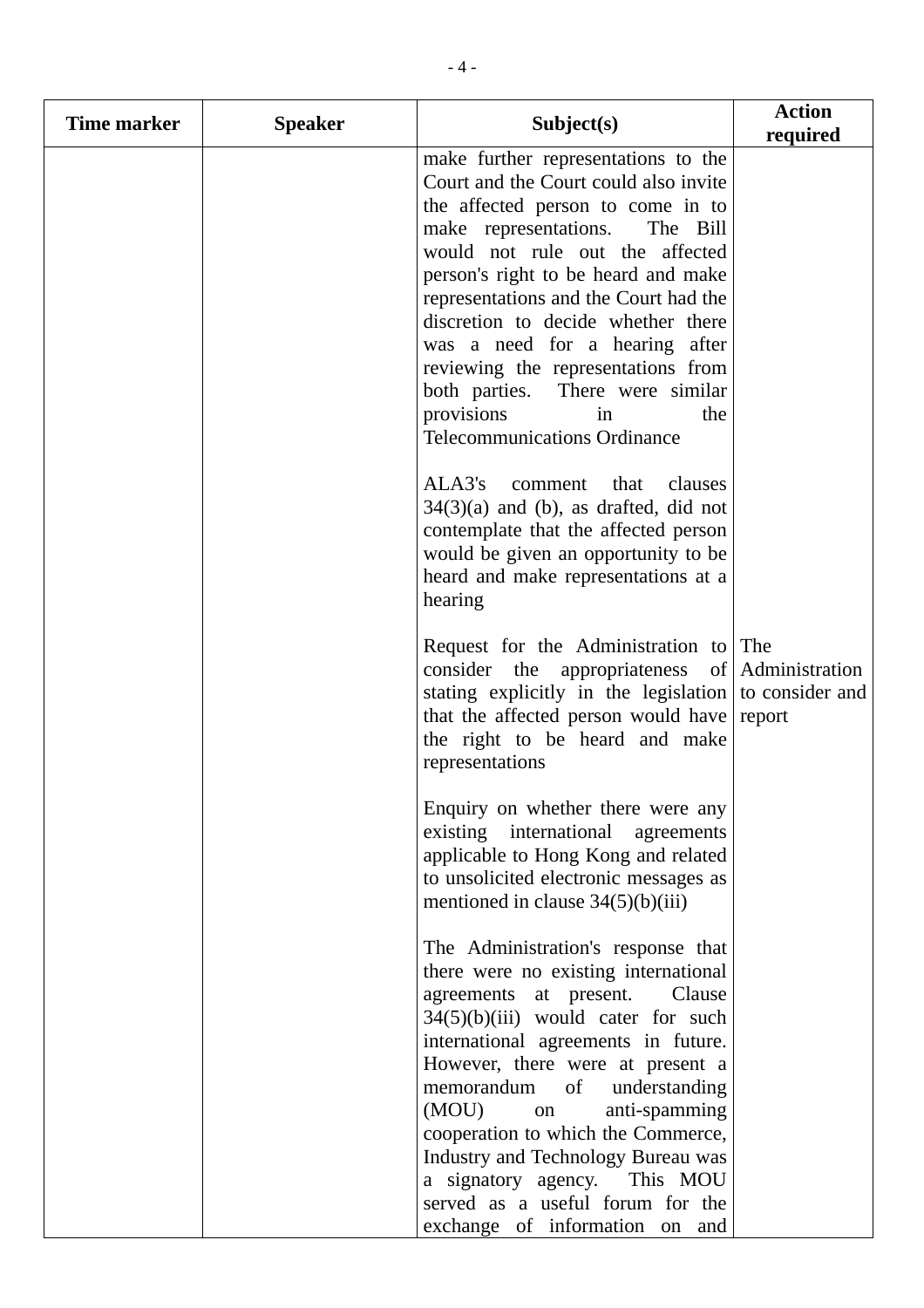| Time marker | Speaker | Subject(s) | Action required |
|---|---|---|---|
| | | make further representations to the Court and the Court could also invite the affected person to come in to make representations. The Bill would not rule out the affected person's right to be heard and make representations and the Court had the discretion to decide whether there was a need for a hearing after reviewing the representations from both parties. There were similar provisions in the Telecommunications Ordinance<br><br>ALA3's comment that clauses 34(3)(a) and (b), as drafted, did not contemplate that the affected person would be given an opportunity to be heard and make representations at a hearing | |
| | | Request for the Administration to consider the appropriateness of stating explicitly in the legislation that the affected person would have the right to be heard and make representations | The Administration to consider and report |
| | | Enquiry on whether there were any existing international agreements applicable to Hong Kong and related to unsolicited electronic messages as mentioned in clause 34(5)(b)(iii)<br><br>The Administration's response that there were no existing international agreements at present. Clause 34(5)(b)(iii) would cater for such international agreements in future. However, there were at present a memorandum of understanding (MOU) on anti-spamming cooperation to which the Commerce, Industry and Technology Bureau was a signatory agency. This MOU served as a useful forum for the exchange of information on and | |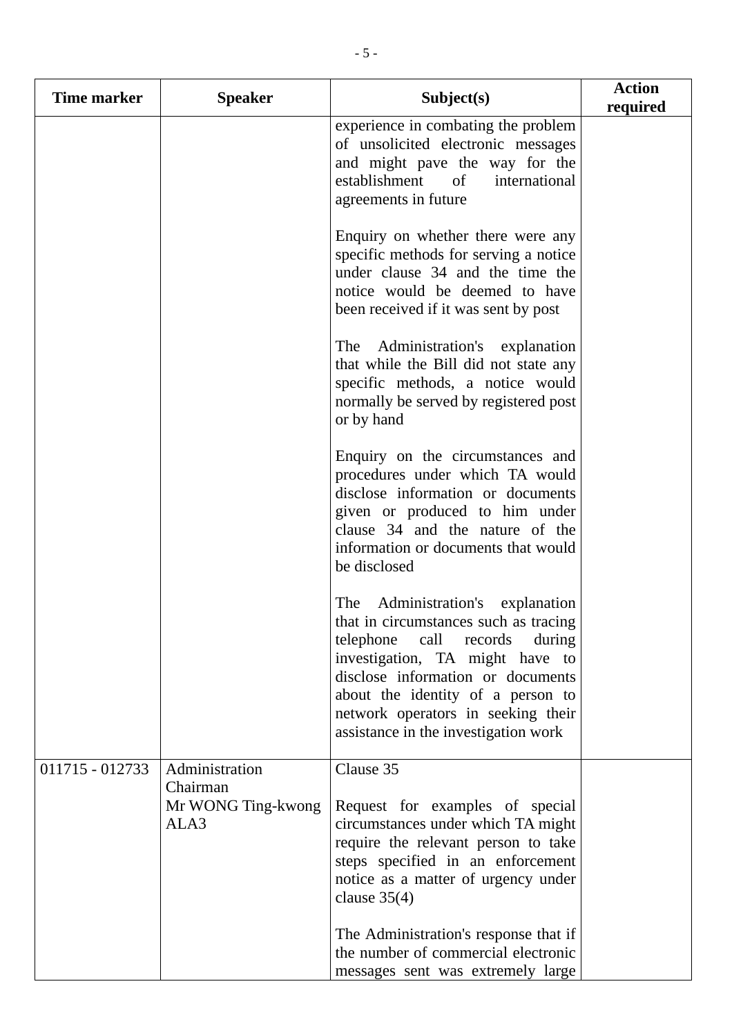| Time marker | Speaker | Subject(s) | Action required |
|---|---|---|---|
| | | experience in combating the problem of unsolicited electronic messages and might pave the way for the establishment of international agreements in future<br><br>Enquiry on whether there were any specific methods for serving a notice under clause 34 and the time the notice would be deemed to have been received if it was sent by post<br><br>The Administration's explanation that while the Bill did not state any specific methods, a notice would normally be served by registered post or by hand<br><br>Enquiry on the circumstances and procedures under which TA would disclose information or documents given or produced to him under clause 34 and the nature of the information or documents that would be disclosed<br><br>The Administration's explanation that in circumstances such as tracing telephone call records during investigation, TA might have to disclose information or documents about the identity of a person to network operators in seeking their assistance in the investigation work | |
| 011715 - 012733 | Administration<br>Chairman<br>Mr WONG Ting-kwong<br>ALA3 | Clause 35<br><br>Request for examples of special circumstances under which TA might require the relevant person to take steps specified in an enforcement notice as a matter of urgency under clause 35(4)<br><br>The Administration's response that if the number of commercial electronic messages sent was extremely large | |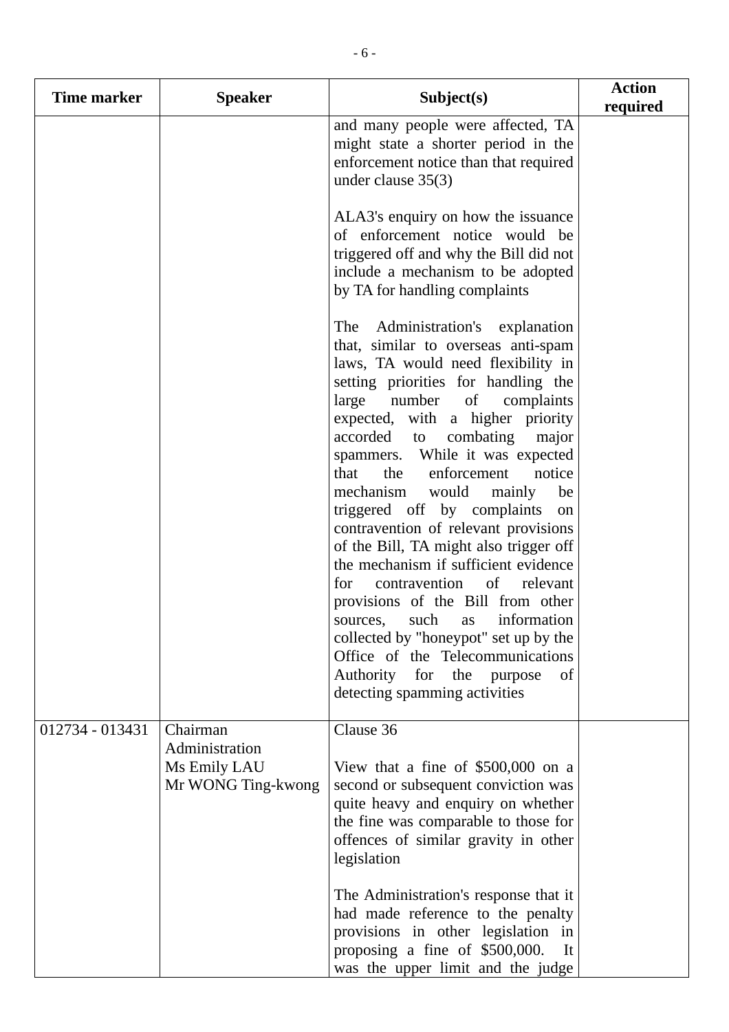| Time marker | Speaker | Subject(s) | Action required |
|---|---|---|---|
| | | and many people were affected, TA might state a shorter period in the enforcement notice than that required under clause 35(3)<br><br>ALA3's enquiry on how the issuance of enforcement notice would be triggered off and why the Bill did not include a mechanism to be adopted by TA for handling complaints<br><br>The Administration's explanation that, similar to overseas anti-spam laws, TA would need flexibility in setting priorities for handling the large number of complaints expected, with a higher priority accorded to combating major spammers. While it was expected that the enforcement notice mechanism would mainly be triggered off by complaints on contravention of relevant provisions of the Bill, TA might also trigger off the mechanism if sufficient evidence for contravention of relevant provisions of the Bill from other sources, such as information collected by "honeypot" set up by the Office of the Telecommunications Authority for the purpose of detecting spamming activities | |
| 012734 - 013431 | Chairman<br>Administration<br>Ms Emily LAU<br>Mr WONG Ting-kwong | Clause 36<br><br>View that a fine of $500,000 on a second or subsequent conviction was quite heavy and enquiry on whether the fine was comparable to those for offences of similar gravity in other legislation<br><br>The Administration's response that it had made reference to the penalty provisions in other legislation in proposing a fine of $500,000. It was the upper limit and the judge | |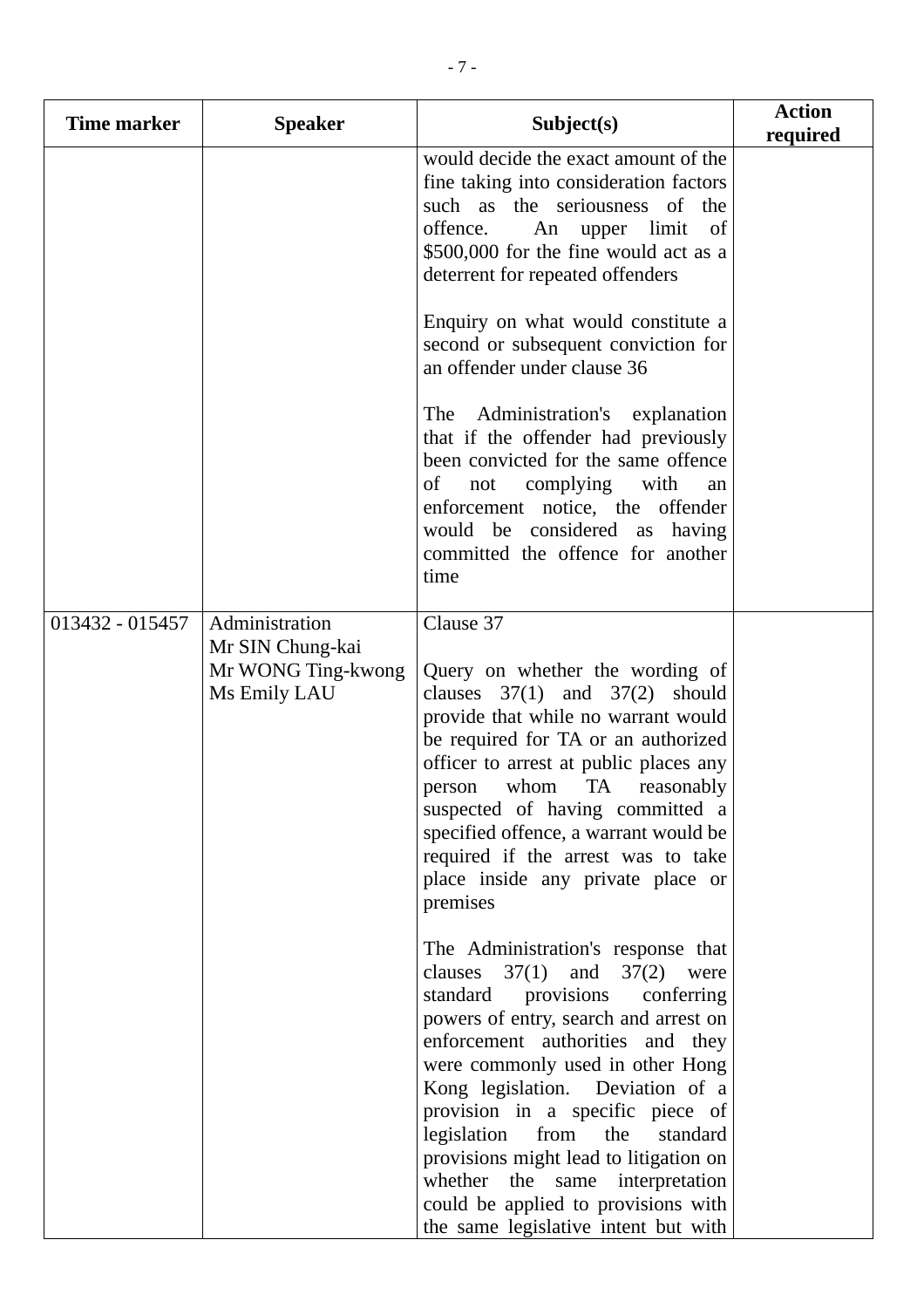| Time marker | Speaker | Subject(s) | Action required |
|---|---|---|---|
| | | would decide the exact amount of the fine taking into consideration factors such as the seriousness of the offence. An upper limit of $500,000 for the fine would act as a deterrent for repeated offenders<br><br>Enquiry on what would constitute a second or subsequent conviction for an offender under clause 36<br><br>The Administration's explanation that if the offender had previously been convicted for the same offence of not complying with an enforcement notice, the offender would be considered as having committed the offence for another time | |
| 013432 - 015457 | Administration<br>Mr SIN Chung-kai<br>Mr WONG Ting-kwong<br>Ms Emily LAU | Clause 37<br><br>Query on whether the wording of clauses 37(1) and 37(2) should provide that while no warrant would be required for TA or an authorized officer to arrest at public places any person whom TA reasonably suspected of having committed a specified offence, a warrant would be required if the arrest was to take place inside any private place or premises<br><br>The Administration's response that clauses 37(1) and 37(2) were standard provisions conferring powers of entry, search and arrest on enforcement authorities and they were commonly used in other Hong Kong legislation. Deviation of a provision in a specific piece of legislation from the standard provisions might lead to litigation on whether the same interpretation could be applied to provisions with the same legislative intent but with | |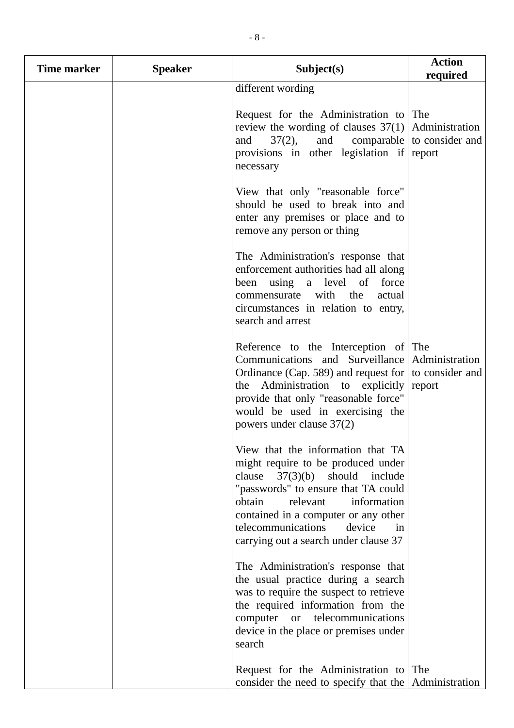| Time marker | Speaker | Subject(s) | Action required |
|---|---|---|---|
| | | different wording<br><br>Request for the Administration to review the wording of clauses 37(1) and 37(2), and comparable provisions in other legislation if necessary | The Administration to consider and report |
| | | View that only "reasonable force" should be used to break into and enter any premises or place and to remove any person or thing<br><br>The Administration's response that enforcement authorities had all along been using a level of force commensurate with the actual circumstances in relation to entry, search and arrest | |
| | | Reference to the Interception of Communications and Surveillance Ordinance (Cap. 589) and request for the Administration to explicitly provide that only "reasonable force" would be used in exercising the powers under clause 37(2) | The Administration to consider and report |
| | | View that the information that TA might require to be produced under clause 37(3)(b) should include "passwords" to ensure that TA could obtain relevant information contained in a computer or any other telecommunications device in carrying out a search under clause 37<br><br>The Administration's response that the usual practice during a search was to require the suspect to retrieve the required information from the computer or telecommunications device in the place or premises under search | |
| | | Request for the Administration to consider the need to specify that the | The Administration |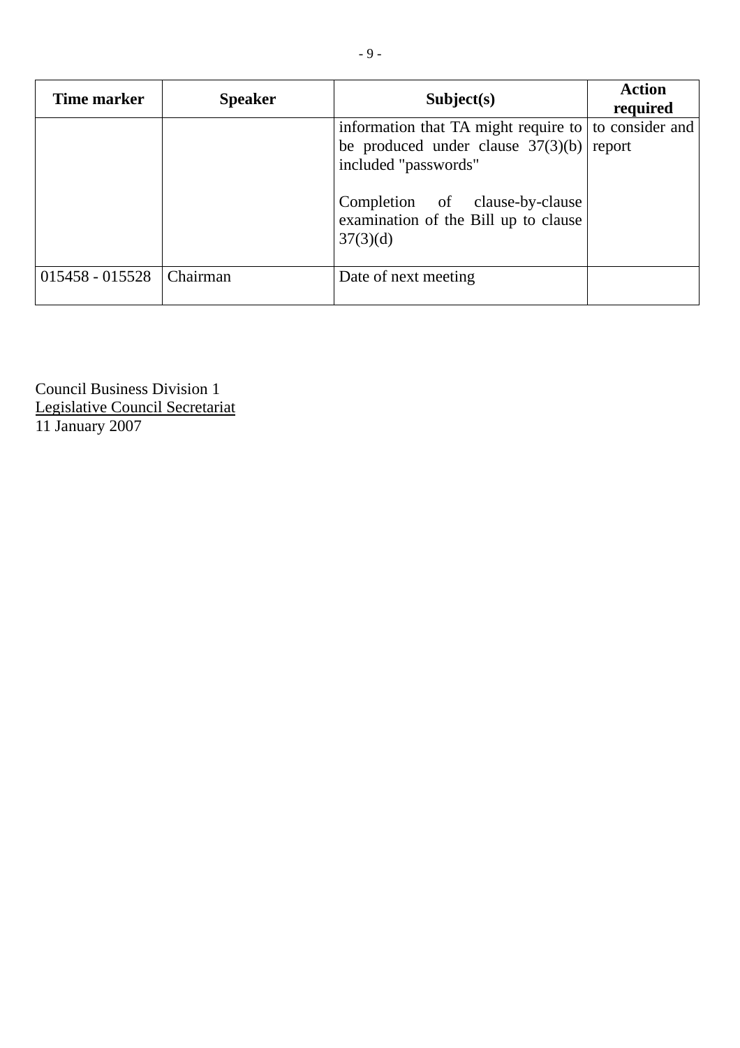| Time marker | Speaker | Subject(s) | Action required |
|---|---|---|---|
| | | information that TA might require to be produced under clause 37(3)(b) included "passwords"<br><br>Completion of clause-by-clause examination of the Bill up to clause 37(3)(d) | to consider and report |
| 015458 - 015528 | Chairman | Date of next meeting | |

Council Business Division 1
Legislative Council Secretariat
11 January 2007